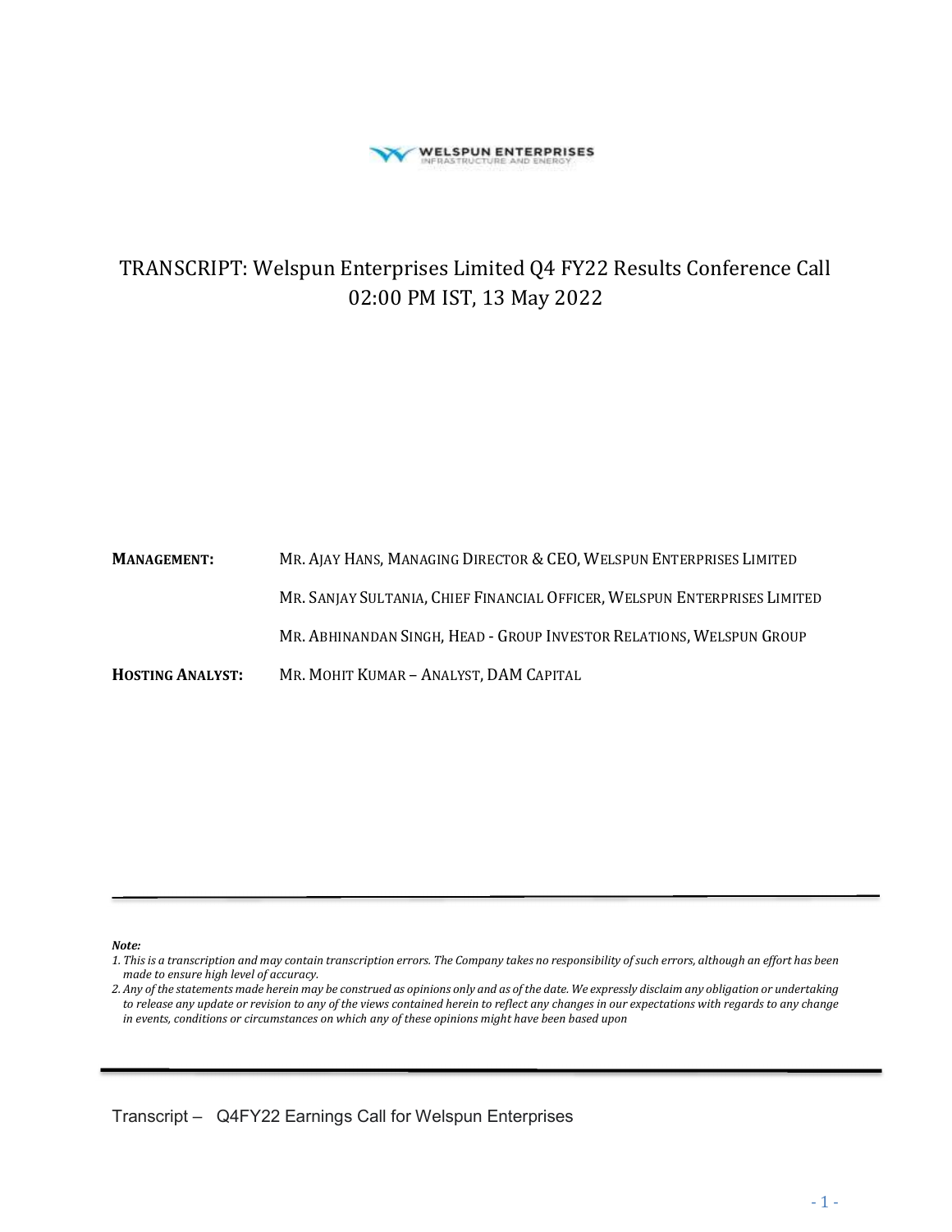# TRANSCRIPT: Welspun Enterprises Limited Q4 FY22 Results Conference Call 02:00 PM IST, 13 May 2022

| | |
|---|---|
| **MANAGEMENT:** | MR. AJAY HANS, MANAGING DIRECTOR & CEO, WELSPUN ENTERPRISES LIMITED |
| | MR. SANJAY SULTANIA, CHIEF FINANCIAL OFFICER, WELSPUN ENTERPRISES LIMITED |
| | MR. ABHINANDAN SINGH, HEAD - GROUP INVESTOR RELATIONS, WELSPUN GROUP |
| **HOSTING ANALYST:** | MR. MOHIT KUMAR – ANALYST, DAM CAPITAL |

***Note:***

1. *This is a transcription and may contain transcription errors. The Company takes no responsibility of such errors, although an effort has been made to ensure high level of accuracy.*
2. *Any of the statements made herein may be construed as opinions only and as of the date. We expressly disclaim any obligation or undertaking to release any update or revision to any of the views contained herein to reflect any changes in our expectations with regards to any change in events, conditions or circumstances on which any of these opinions might have been based upon*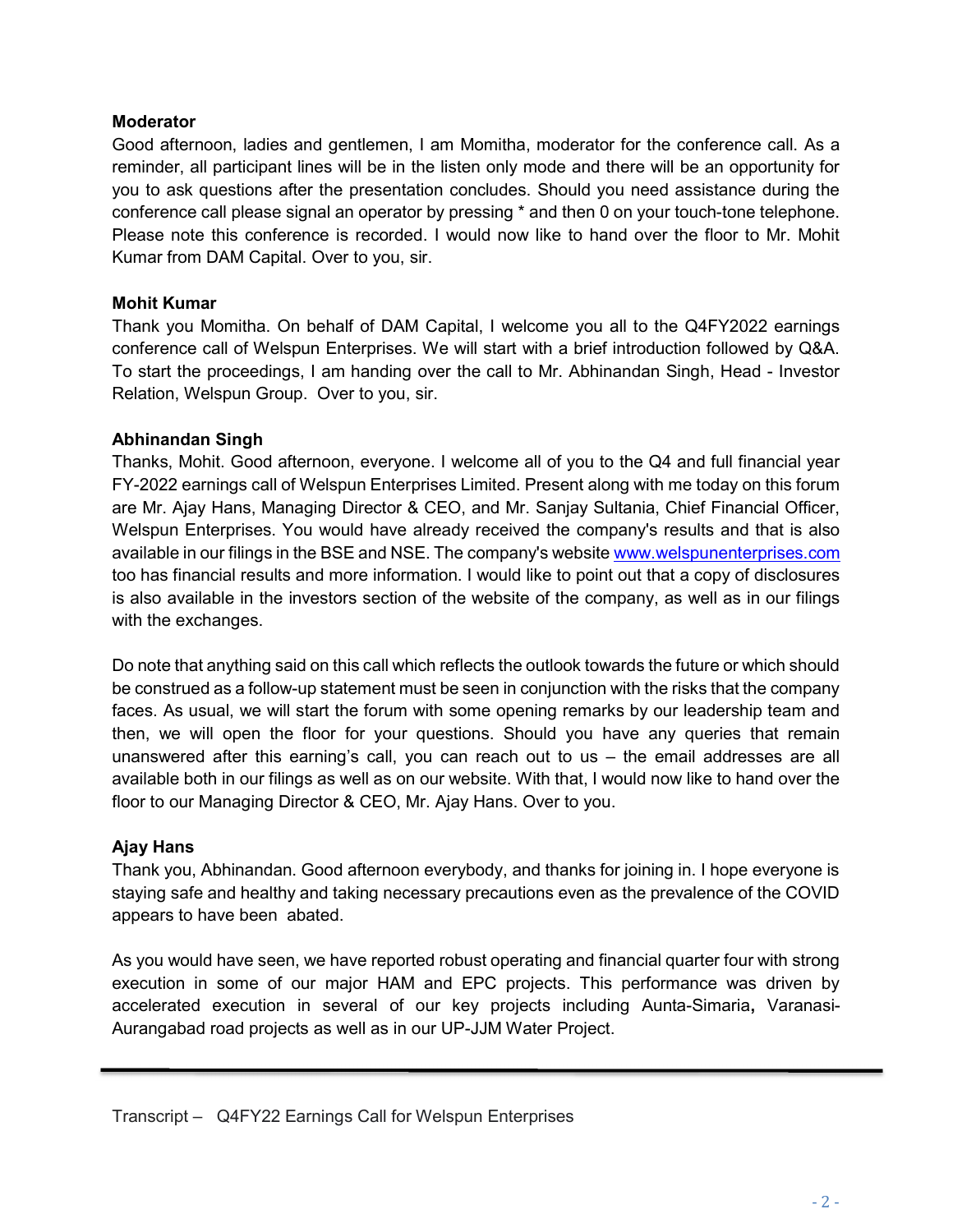**Moderator**

Good afternoon, ladies and gentlemen, I am Momitha, moderator for the conference call. As a reminder, all participant lines will be in the listen only mode and there will be an opportunity for you to ask questions after the presentation concludes. Should you need assistance during the conference call please signal an operator by pressing * and then 0 on your touch-tone telephone. Please note this conference is recorded. I would now like to hand over the floor to Mr. Mohit Kumar from DAM Capital. Over to you, sir.

**Mohit Kumar**

Thank you Momitha. On behalf of DAM Capital, I welcome you all to the Q4FY2022 earnings conference call of Welspun Enterprises. We will start with a brief introduction followed by Q&A. To start the proceedings, I am handing over the call to Mr. Abhinandan Singh, Head - Investor Relation, Welspun Group. Over to you, sir.

**Abhinandan Singh**

Thanks, Mohit. Good afternoon, everyone. I welcome all of you to the Q4 and full financial year FY-2022 earnings call of Welspun Enterprises Limited. Present along with me today on this forum are Mr. Ajay Hans, Managing Director & CEO, and Mr. Sanjay Sultania, Chief Financial Officer, Welspun Enterprises. You would have already received the company's results and that is also available in our filings in the BSE and NSE. The company's website www.welspunenterprises.com too has financial results and more information. I would like to point out that a copy of disclosures is also available in the investors section of the website of the company, as well as in our filings with the exchanges.

Do note that anything said on this call which reflects the outlook towards the future or which should be construed as a follow-up statement must be seen in conjunction with the risks that the company faces. As usual, we will start the forum with some opening remarks by our leadership team and then, we will open the floor for your questions. Should you have any queries that remain unanswered after this earning's call, you can reach out to us – the email addresses are all available both in our filings as well as on our website. With that, I would now like to hand over the floor to our Managing Director & CEO, Mr. Ajay Hans. Over to you.

**Ajay Hans**

Thank you, Abhinandan. Good afternoon everybody, and thanks for joining in. I hope everyone is staying safe and healthy and taking necessary precautions even as the prevalence of the COVID appears to have been abated.

As you would have seen, we have reported robust operating and financial quarter four with strong execution in some of our major HAM and EPC projects. This performance was driven by accelerated execution in several of our key projects including Aunta-Simaria, Varanasi-Aurangabad road projects as well as in our UP-JJM Water Project.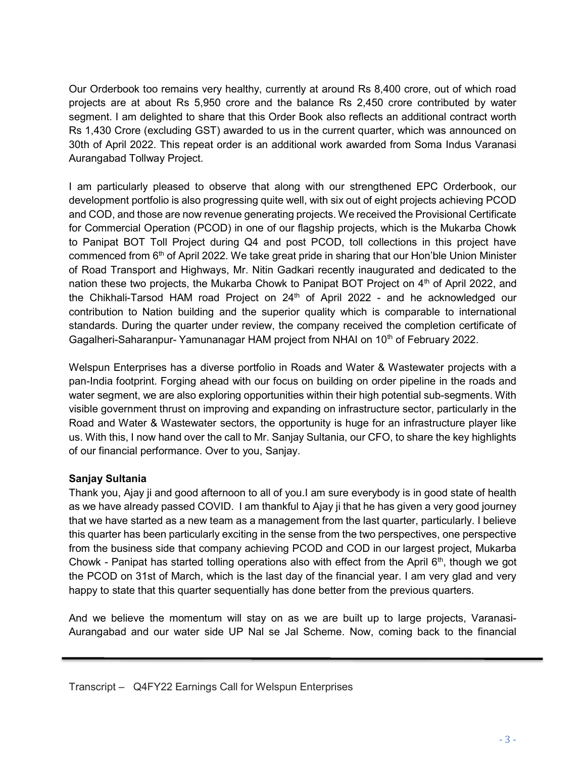Our Orderbook too remains very healthy, currently at around Rs 8,400 crore, out of which road projects are at about Rs 5,950 crore and the balance Rs 2,450 crore contributed by water segment. I am delighted to share that this Order Book also reflects an additional contract worth Rs 1,430 Crore (excluding GST) awarded to us in the current quarter, which was announced on 30th of April 2022. This repeat order is an additional work awarded from Soma Indus Varanasi Aurangabad Tollway Project.

I am particularly pleased to observe that along with our strengthened EPC Orderbook, our development portfolio is also progressing quite well, with six out of eight projects achieving PCOD and COD, and those are now revenue generating projects. We received the Provisional Certificate for Commercial Operation (PCOD) in one of our flagship projects, which is the Mukarba Chowk to Panipat BOT Toll Project during Q4 and post PCOD, toll collections in this project have commenced from 6th of April 2022. We take great pride in sharing that our Hon'ble Union Minister of Road Transport and Highways, Mr. Nitin Gadkari recently inaugurated and dedicated to the nation these two projects, the Mukarba Chowk to Panipat BOT Project on 4th of April 2022, and the Chikhali-Tarsod HAM road Project on 24th of April 2022 - and he acknowledged our contribution to Nation building and the superior quality which is comparable to international standards. During the quarter under review, the company received the completion certificate of Gagalheri-Saharanpur- Yamunanagar HAM project from NHAI on 10th of February 2022.

Welspun Enterprises has a diverse portfolio in Roads and Water & Wastewater projects with a pan-India footprint. Forging ahead with our focus on building on order pipeline in the roads and water segment, we are also exploring opportunities within their high potential sub-segments. With visible government thrust on improving and expanding on infrastructure sector, particularly in the Road and Water & Wastewater sectors, the opportunity is huge for an infrastructure player like us. With this, I now hand over the call to Mr. Sanjay Sultania, our CFO, to share the key highlights of our financial performance. Over to you, Sanjay.

**Sanjay Sultania**
Thank you, Ajay ji and good afternoon to all of you.I am sure everybody is in good state of health as we have already passed COVID. I am thankful to Ajay ji that he has given a very good journey that we have started as a new team as a management from the last quarter, particularly. I believe this quarter has been particularly exciting in the sense from the two perspectives, one perspective from the business side that company achieving PCOD and COD in our largest project, Mukarba Chowk - Panipat has started tolling operations also with effect from the April 6th, though we got the PCOD on 31st of March, which is the last day of the financial year. I am very glad and very happy to state that this quarter sequentially has done better from the previous quarters.

And we believe the momentum will stay on as we are built up to large projects, Varanasi-Aurangabad and our water side UP Nal se Jal Scheme. Now, coming back to the financial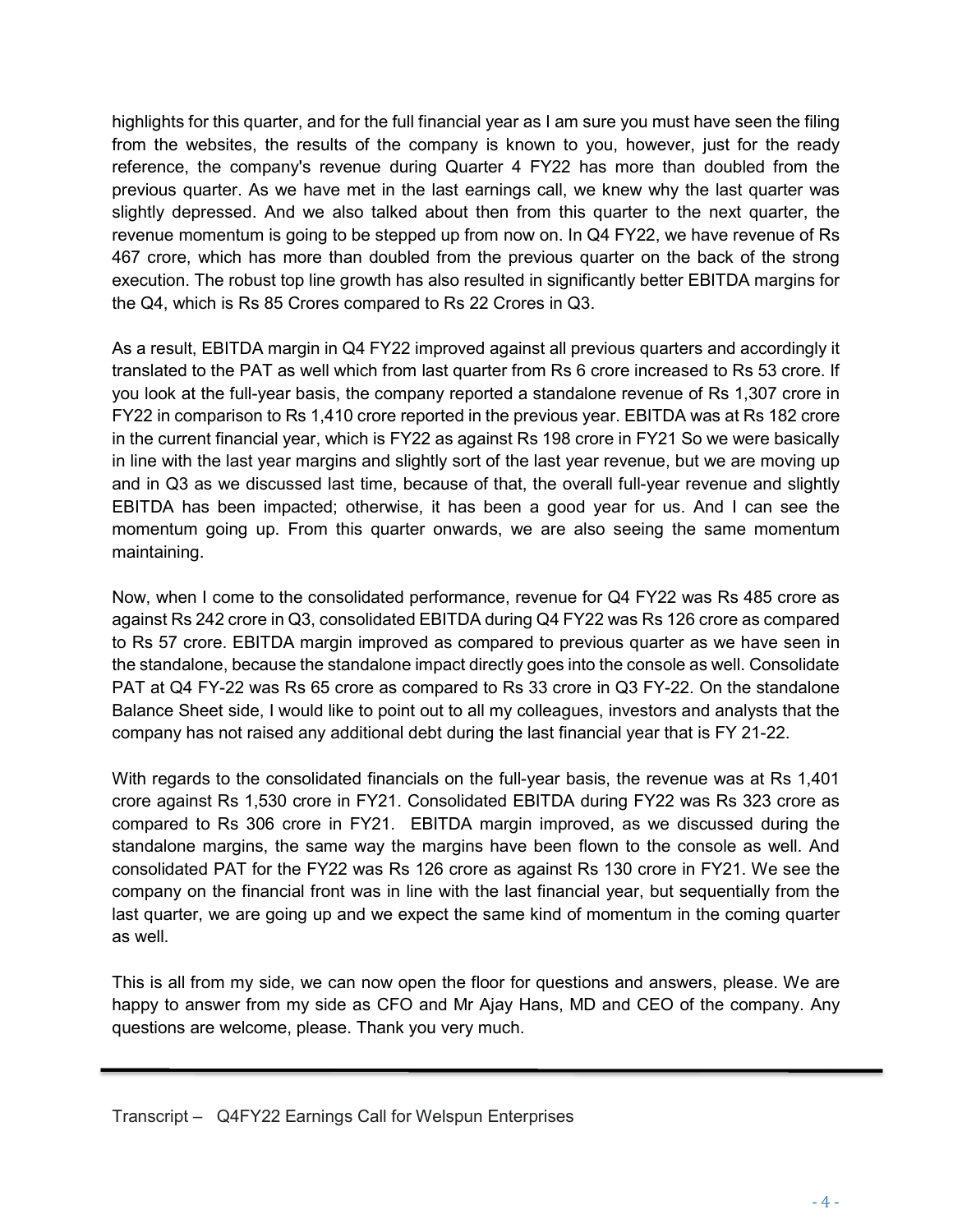highlights for this quarter, and for the full financial year as I am sure you must have seen the filing from the websites, the results of the company is known to you, however, just for the ready reference, the company's revenue during Quarter 4 FY22 has more than doubled from the previous quarter. As we have met in the last earnings call, we knew why the last quarter was slightly depressed. And we also talked about then from this quarter to the next quarter, the revenue momentum is going to be stepped up from now on. In Q4 FY22, we have revenue of Rs 467 crore, which has more than doubled from the previous quarter on the back of the strong execution. The robust top line growth has also resulted in significantly better EBITDA margins for the Q4, which is Rs 85 Crores compared to Rs 22 Crores in Q3.

As a result, EBITDA margin in Q4 FY22 improved against all previous quarters and accordingly it translated to the PAT as well which from last quarter from Rs 6 crore increased to Rs 53 crore. If you look at the full-year basis, the company reported a standalone revenue of Rs 1,307 crore in FY22 in comparison to Rs 1,410 crore reported in the previous year. EBITDA was at Rs 182 crore in the current financial year, which is FY22 as against Rs 198 crore in FY21 So we were basically in line with the last year margins and slightly sort of the last year revenue, but we are moving up and in Q3 as we discussed last time, because of that, the overall full-year revenue and slightly EBITDA has been impacted; otherwise, it has been a good year for us. And I can see the momentum going up. From this quarter onwards, we are also seeing the same momentum maintaining.

Now, when I come to the consolidated performance, revenue for Q4 FY22 was Rs 485 crore as against Rs 242 crore in Q3, consolidated EBITDA during Q4 FY22 was Rs 126 crore as compared to Rs 57 crore. EBITDA margin improved as compared to previous quarter as we have seen in the standalone, because the standalone impact directly goes into the console as well. Consolidate PAT at Q4 FY-22 was Rs 65 crore as compared to Rs 33 crore in Q3 FY-22. On the standalone Balance Sheet side, I would like to point out to all my colleagues, investors and analysts that the company has not raised any additional debt during the last financial year that is FY 21-22.

With regards to the consolidated financials on the full-year basis, the revenue was at Rs 1,401 crore against Rs 1,530 crore in FY21. Consolidated EBITDA during FY22 was Rs 323 crore as compared to Rs 306 crore in FY21. EBITDA margin improved, as we discussed during the standalone margins, the same way the margins have been flown to the console as well. And consolidated PAT for the FY22 was Rs 126 crore as against Rs 130 crore in FY21. We see the company on the financial front was in line with the last financial year, but sequentially from the last quarter, we are going up and we expect the same kind of momentum in the coming quarter as well.

This is all from my side, we can now open the floor for questions and answers, please. We are happy to answer from my side as CFO and Mr Ajay Hans, MD and CEO of the company. Any questions are welcome, please. Thank you very much.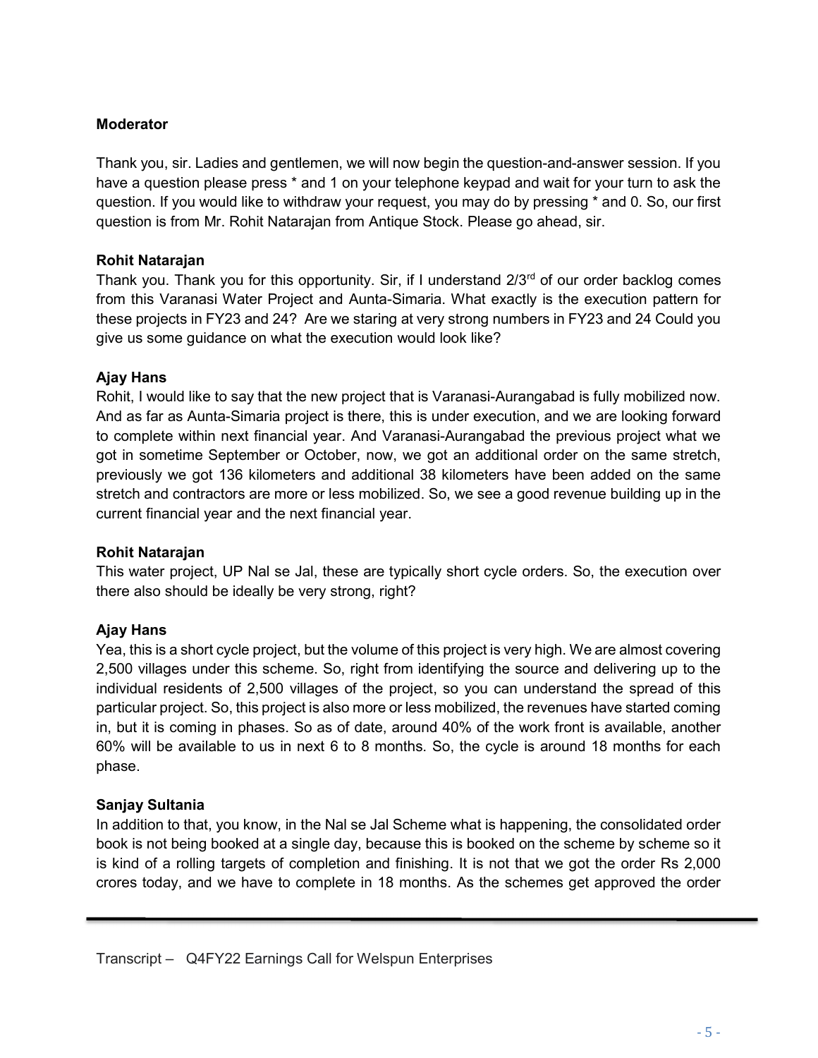**Moderator**

Thank you, sir. Ladies and gentlemen, we will now begin the question-and-answer session. If you have a question please press * and 1 on your telephone keypad and wait for your turn to ask the question. If you would like to withdraw your request, you may do by pressing * and 0. So, our first question is from Mr. Rohit Natarajan from Antique Stock. Please go ahead, sir.

**Rohit Natarajan**

Thank you. Thank you for this opportunity. Sir, if I understand 2/3rd of our order backlog comes from this Varanasi Water Project and Aunta-Simaria. What exactly is the execution pattern for these projects in FY23 and 24? Are we staring at very strong numbers in FY23 and 24 Could you give us some guidance on what the execution would look like?

**Ajay Hans**

Rohit, I would like to say that the new project that is Varanasi-Aurangabad is fully mobilized now. And as far as Aunta-Simaria project is there, this is under execution, and we are looking forward to complete within next financial year. And Varanasi-Aurangabad the previous project what we got in sometime September or October, now, we got an additional order on the same stretch, previously we got 136 kilometers and additional 38 kilometers have been added on the same stretch and contractors are more or less mobilized. So, we see a good revenue building up in the current financial year and the next financial year.

**Rohit Natarajan**

This water project, UP Nal se Jal, these are typically short cycle orders. So, the execution over there also should be ideally be very strong, right?

**Ajay Hans**

Yea, this is a short cycle project, but the volume of this project is very high. We are almost covering 2,500 villages under this scheme. So, right from identifying the source and delivering up to the individual residents of 2,500 villages of the project, so you can understand the spread of this particular project. So, this project is also more or less mobilized, the revenues have started coming in, but it is coming in phases. So as of date, around 40% of the work front is available, another 60% will be available to us in next 6 to 8 months. So, the cycle is around 18 months for each phase.

**Sanjay Sultania**

In addition to that, you know, in the Nal se Jal Scheme what is happening, the consolidated order book is not being booked at a single day, because this is booked on the scheme by scheme so it is kind of a rolling targets of completion and finishing. It is not that we got the order Rs 2,000 crores today, and we have to complete in 18 months. As the schemes get approved the order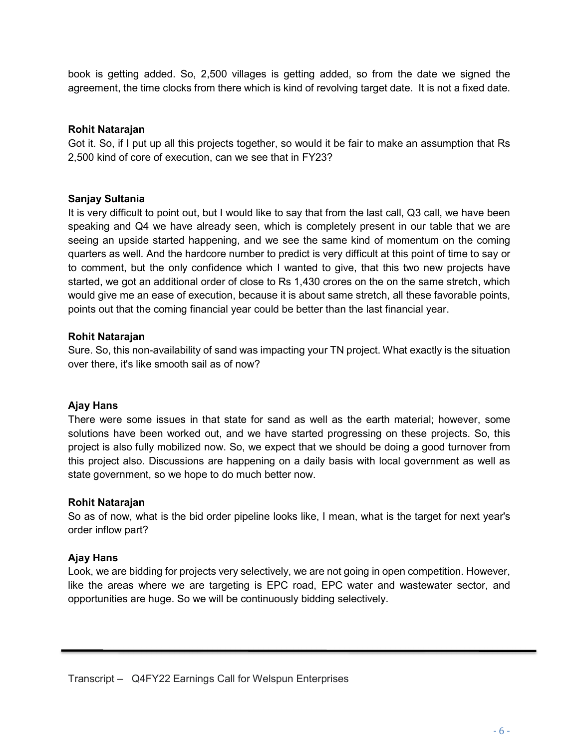book is getting added. So, 2,500 villages is getting added, so from the date we signed the agreement, the time clocks from there which is kind of revolving target date. It is not a fixed date.

**Rohit Natarajan**

Got it. So, if I put up all this projects together, so would it be fair to make an assumption that Rs 2,500 kind of core of execution, can we see that in FY23?

**Sanjay Sultania**

It is very difficult to point out, but I would like to say that from the last call, Q3 call, we have been speaking and Q4 we have already seen, which is completely present in our table that we are seeing an upside started happening, and we see the same kind of momentum on the coming quarters as well. And the hardcore number to predict is very difficult at this point of time to say or to comment, but the only confidence which I wanted to give, that this two new projects have started, we got an additional order of close to Rs 1,430 crores on the on the same stretch, which would give me an ease of execution, because it is about same stretch, all these favorable points, points out that the coming financial year could be better than the last financial year.

**Rohit Natarajan**

Sure. So, this non-availability of sand was impacting your TN project. What exactly is the situation over there, it's like smooth sail as of now?

**Ajay Hans**

There were some issues in that state for sand as well as the earth material; however, some solutions have been worked out, and we have started progressing on these projects. So, this project is also fully mobilized now. So, we expect that we should be doing a good turnover from this project also. Discussions are happening on a daily basis with local government as well as state government, so we hope to do much better now.

**Rohit Natarajan**

So as of now, what is the bid order pipeline looks like, I mean, what is the target for next year's order inflow part?

**Ajay Hans**

Look, we are bidding for projects very selectively, we are not going in open competition. However, like the areas where we are targeting is EPC road, EPC water and wastewater sector, and opportunities are huge. So we will be continuously bidding selectively.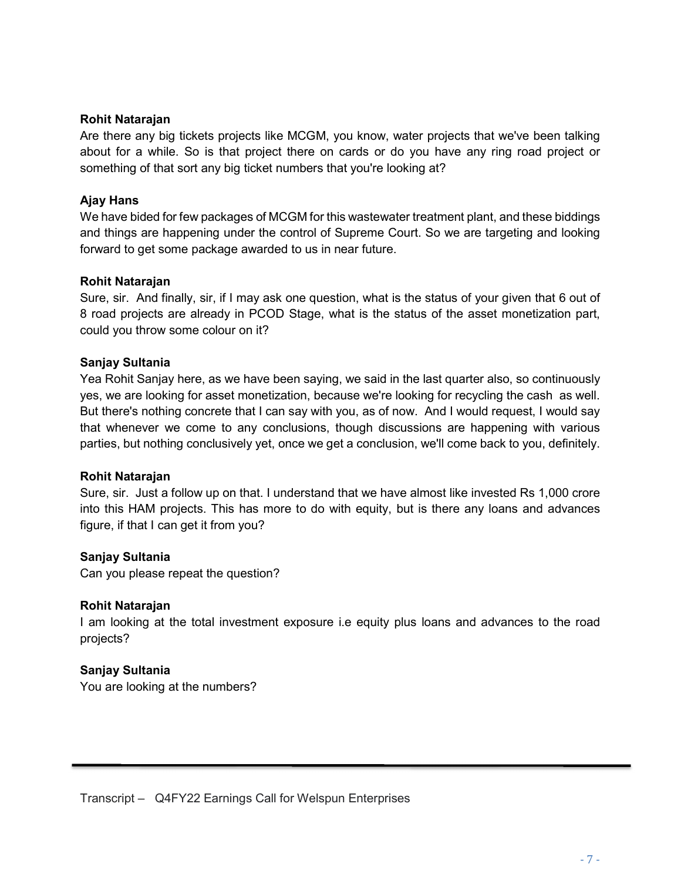**Rohit Natarajan**

Are there any big tickets projects like MCGM, you know, water projects that we've been talking about for a while. So is that project there on cards or do you have any ring road project or something of that sort any big ticket numbers that you're looking at?

**Ajay Hans**

We have bided for few packages of MCGM for this wastewater treatment plant, and these biddings and things are happening under the control of Supreme Court. So we are targeting and looking forward to get some package awarded to us in near future.

**Rohit Natarajan**

Sure, sir. And finally, sir, if I may ask one question, what is the status of your given that 6 out of 8 road projects are already in PCOD Stage, what is the status of the asset monetization part, could you throw some colour on it?

**Sanjay Sultania**

Yea Rohit Sanjay here, as we have been saying, we said in the last quarter also, so continuously yes, we are looking for asset monetization, because we're looking for recycling the cash as well. But there's nothing concrete that I can say with you, as of now. And I would request, I would say that whenever we come to any conclusions, though discussions are happening with various parties, but nothing conclusively yet, once we get a conclusion, we'll come back to you, definitely.

**Rohit Natarajan**

Sure, sir. Just a follow up on that. I understand that we have almost like invested Rs 1,000 crore into this HAM projects. This has more to do with equity, but is there any loans and advances figure, if that I can get it from you?

**Sanjay Sultania**

Can you please repeat the question?

**Rohit Natarajan**

I am looking at the total investment exposure i.e equity plus loans and advances to the road projects?

**Sanjay Sultania**

You are looking at the numbers?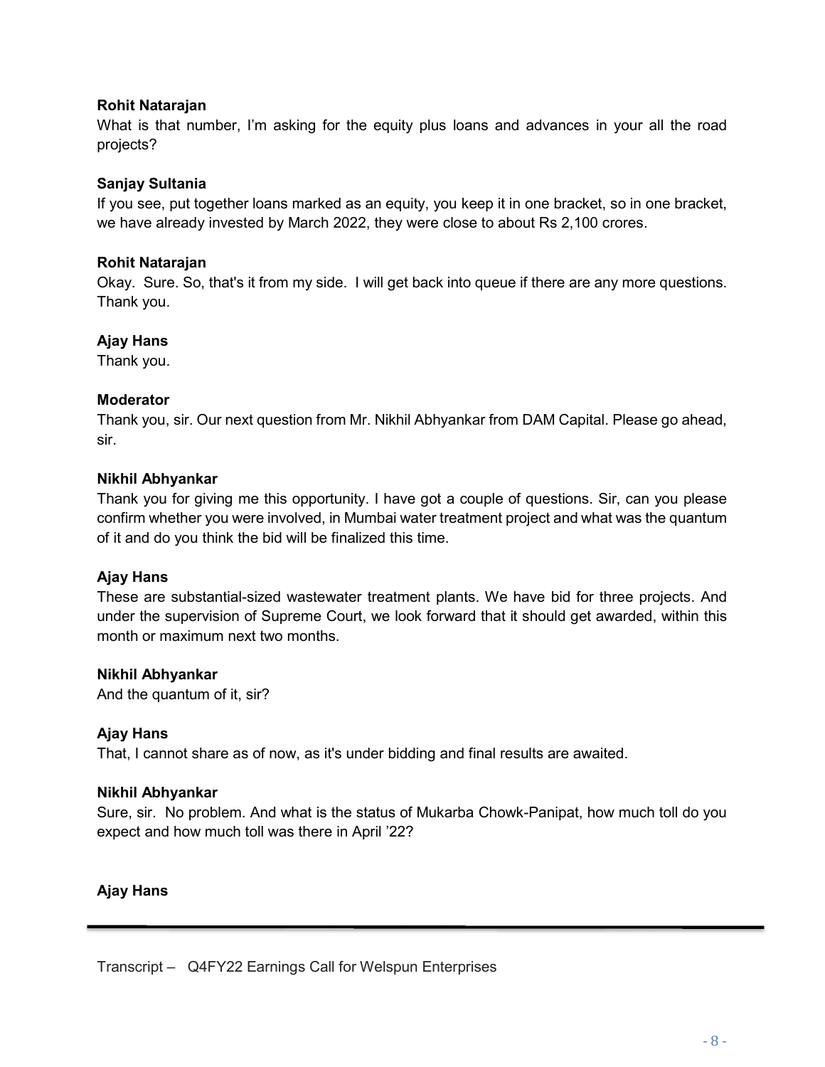**Rohit Natarajan**
What is that number, I'm asking for the equity plus loans and advances in your all the road projects?

**Sanjay Sultania**
If you see, put together loans marked as an equity, you keep it in one bracket, so in one bracket, we have already invested by March 2022, they were close to about Rs 2,100 crores.

**Rohit Natarajan**
Okay. Sure. So, that's it from my side. I will get back into queue if there are any more questions. Thank you.

**Ajay Hans**
Thank you.

**Moderator**
Thank you, sir. Our next question from Mr. Nikhil Abhyankar from DAM Capital. Please go ahead, sir.

**Nikhil Abhyankar**
Thank you for giving me this opportunity. I have got a couple of questions. Sir, can you please confirm whether you were involved, in Mumbai water treatment project and what was the quantum of it and do you think the bid will be finalized this time.

**Ajay Hans**
These are substantial-sized wastewater treatment plants. We have bid for three projects. And under the supervision of Supreme Court, we look forward that it should get awarded, within this month or maximum next two months.

**Nikhil Abhyankar**
And the quantum of it, sir?

**Ajay Hans**
That, I cannot share as of now, as it's under bidding and final results are awaited.

**Nikhil Abhyankar**
Sure, sir. No problem. And what is the status of Mukarba Chowk-Panipat, how much toll do you expect and how much toll was there in April '22?

**Ajay Hans**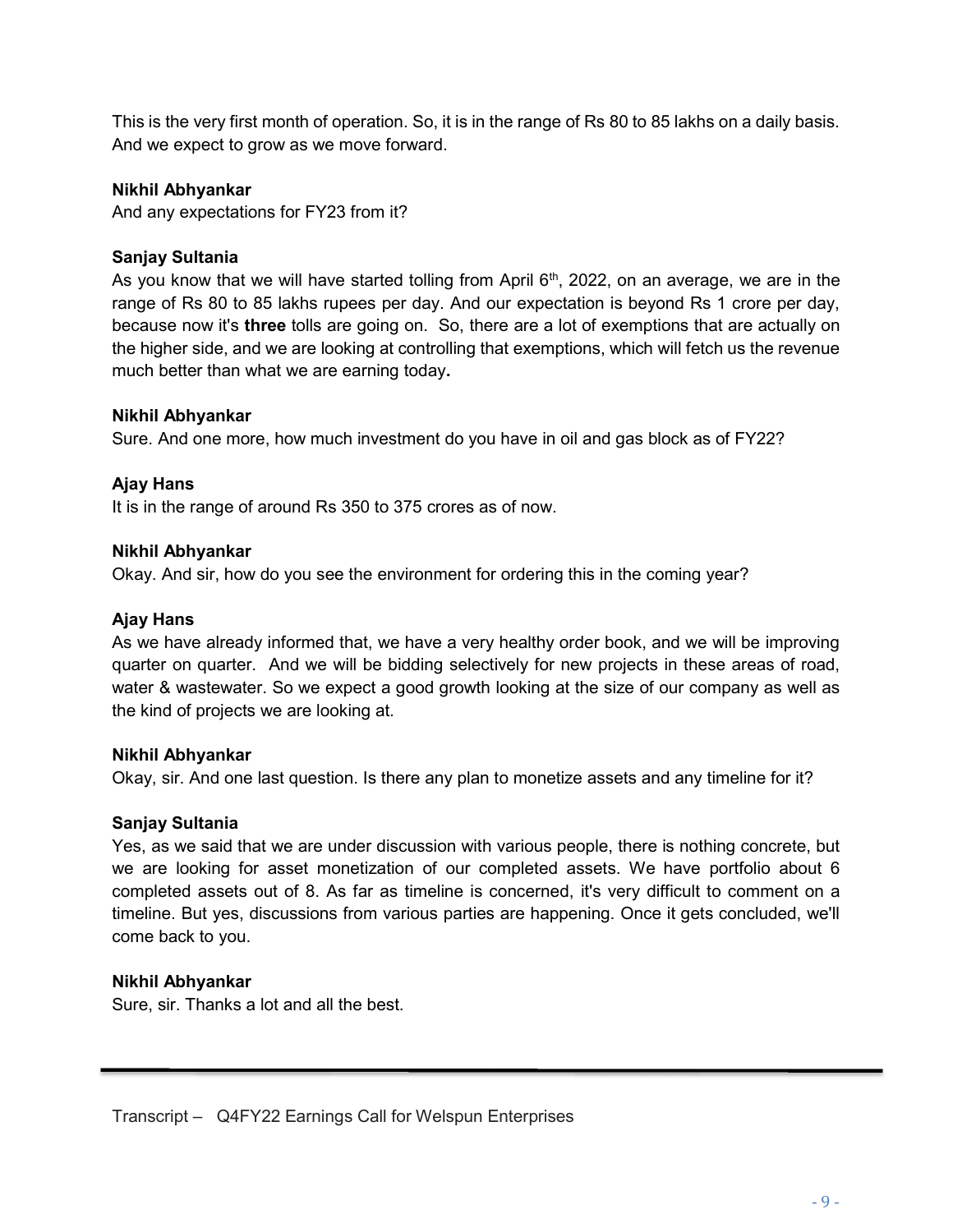This is the very first month of operation. So, it is in the range of Rs 80 to 85 lakhs on a daily basis. And we expect to grow as we move forward.

**Nikhil Abhyankar**
And any expectations for FY23 from it?

**Sanjay Sultania**
As you know that we will have started tolling from April 6th, 2022, on an average, we are in the range of Rs 80 to 85 lakhs rupees per day. And our expectation is beyond Rs 1 crore per day, because now it's **three** tolls are going on. So, there are a lot of exemptions that are actually on the higher side, and we are looking at controlling that exemptions, which will fetch us the revenue much better than what we are earning today**.**

**Nikhil Abhyankar**
Sure. And one more, how much investment do you have in oil and gas block as of FY22?

**Ajay Hans**
It is in the range of around Rs 350 to 375 crores as of now.

**Nikhil Abhyankar**
Okay. And sir, how do you see the environment for ordering this in the coming year?

**Ajay Hans**
As we have already informed that, we have a very healthy order book, and we will be improving quarter on quarter. And we will be bidding selectively for new projects in these areas of road, water & wastewater. So we expect a good growth looking at the size of our company as well as the kind of projects we are looking at.

**Nikhil Abhyankar**
Okay, sir. And one last question. Is there any plan to monetize assets and any timeline for it?

**Sanjay Sultania**
Yes, as we said that we are under discussion with various people, there is nothing concrete, but we are looking for asset monetization of our completed assets. We have portfolio about 6 completed assets out of 8. As far as timeline is concerned, it's very difficult to comment on a timeline. But yes, discussions from various parties are happening. Once it gets concluded, we'll come back to you.

**Nikhil Abhyankar**
Sure, sir. Thanks a lot and all the best.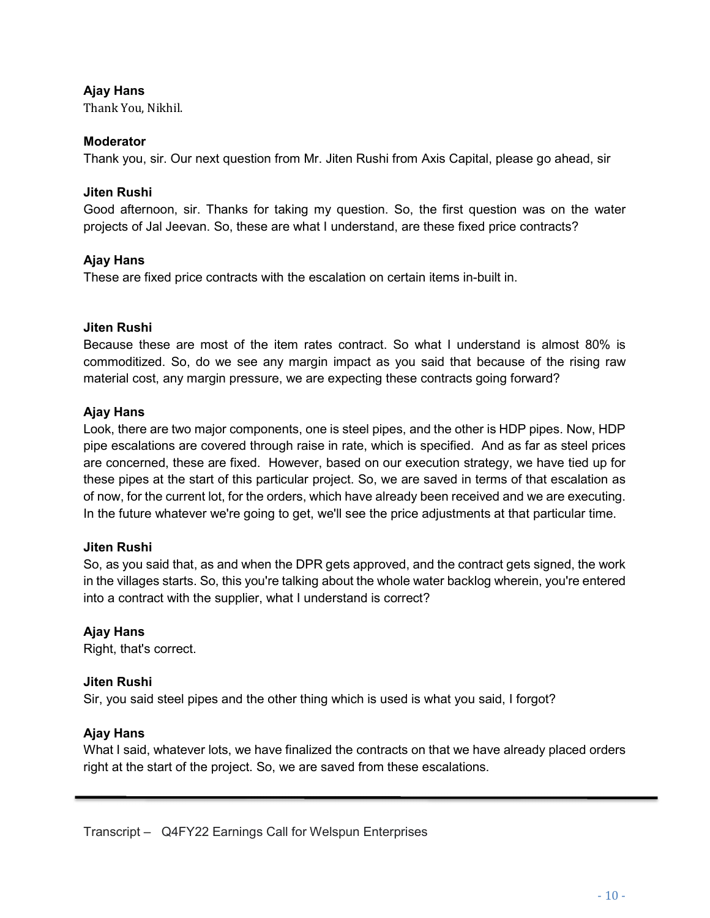**Ajay Hans**
Thank You, Nikhil.

**Moderator**
Thank you, sir. Our next question from Mr. Jiten Rushi from Axis Capital, please go ahead, sir

**Jiten Rushi**
Good afternoon, sir. Thanks for taking my question. So, the first question was on the water projects of Jal Jeevan. So, these are what I understand, are these fixed price contracts?

**Ajay Hans**
These are fixed price contracts with the escalation on certain items in-built in.

**Jiten Rushi**
Because these are most of the item rates contract. So what I understand is almost 80% is commoditized. So, do we see any margin impact as you said that because of the rising raw material cost, any margin pressure, we are expecting these contracts going forward?

**Ajay Hans**
Look, there are two major components, one is steel pipes, and the other is HDP pipes. Now, HDP pipe escalations are covered through raise in rate, which is specified. And as far as steel prices are concerned, these are fixed. However, based on our execution strategy, we have tied up for these pipes at the start of this particular project. So, we are saved in terms of that escalation as of now, for the current lot, for the orders, which have already been received and we are executing. In the future whatever we're going to get, we'll see the price adjustments at that particular time.

**Jiten Rushi**
So, as you said that, as and when the DPR gets approved, and the contract gets signed, the work in the villages starts. So, this you're talking about the whole water backlog wherein, you're entered into a contract with the supplier, what I understand is correct?

**Ajay Hans**
Right, that's correct.

**Jiten Rushi**
Sir, you said steel pipes and the other thing which is used is what you said, I forgot?

**Ajay Hans**
What I said, whatever lots, we have finalized the contracts on that we have already placed orders right at the start of the project. So, we are saved from these escalations.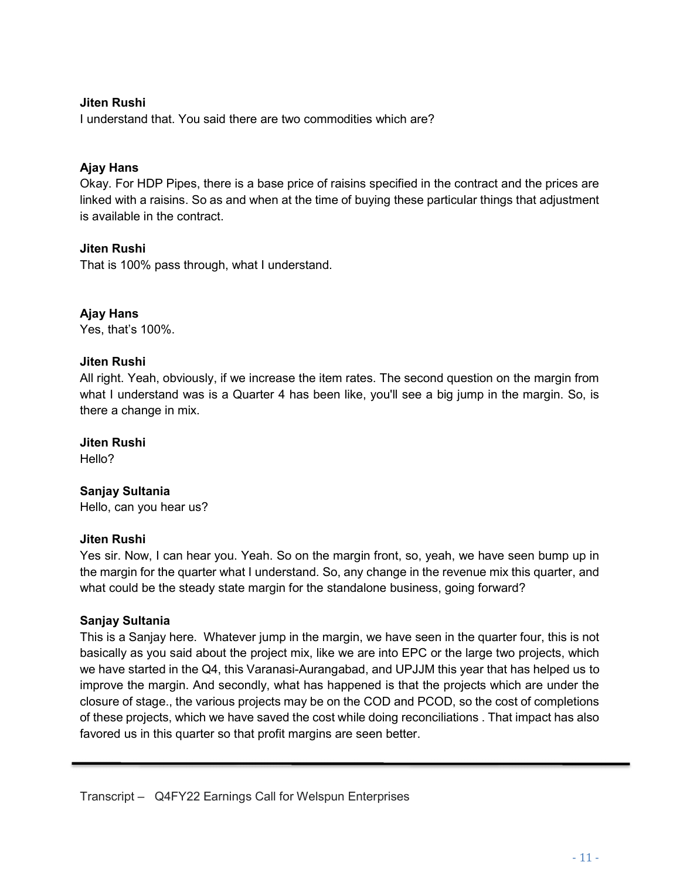**Jiten Rushi**

I understand that. You said there are two commodities which are?

**Ajay Hans**

Okay. For HDP Pipes, there is a base price of raisins specified in the contract and the prices are linked with a raisins. So as and when at the time of buying these particular things that adjustment is available in the contract.

**Jiten Rushi**

That is 100% pass through, what I understand.

**Ajay Hans**

Yes, that's 100%.

**Jiten Rushi**

All right. Yeah, obviously, if we increase the item rates. The second question on the margin from what I understand was is a Quarter 4 has been like, you'll see a big jump in the margin. So, is there a change in mix.

**Jiten Rushi**

Hello?

**Sanjay Sultania**

Hello, can you hear us?

**Jiten Rushi**

Yes sir. Now, I can hear you. Yeah. So on the margin front, so, yeah, we have seen bump up in the margin for the quarter what I understand. So, any change in the revenue mix this quarter, and what could be the steady state margin for the standalone business, going forward?

**Sanjay Sultania**

This is a Sanjay here. Whatever jump in the margin, we have seen in the quarter four, this is not basically as you said about the project mix, like we are into EPC or the large two projects, which we have started in the Q4, this Varanasi-Aurangabad, and UPJJM this year that has helped us to improve the margin. And secondly, what has happened is that the projects which are under the closure of stage., the various projects may be on the COD and PCOD, so the cost of completions of these projects, which we have saved the cost while doing reconciliations . That impact has also favored us in this quarter so that profit margins are seen better.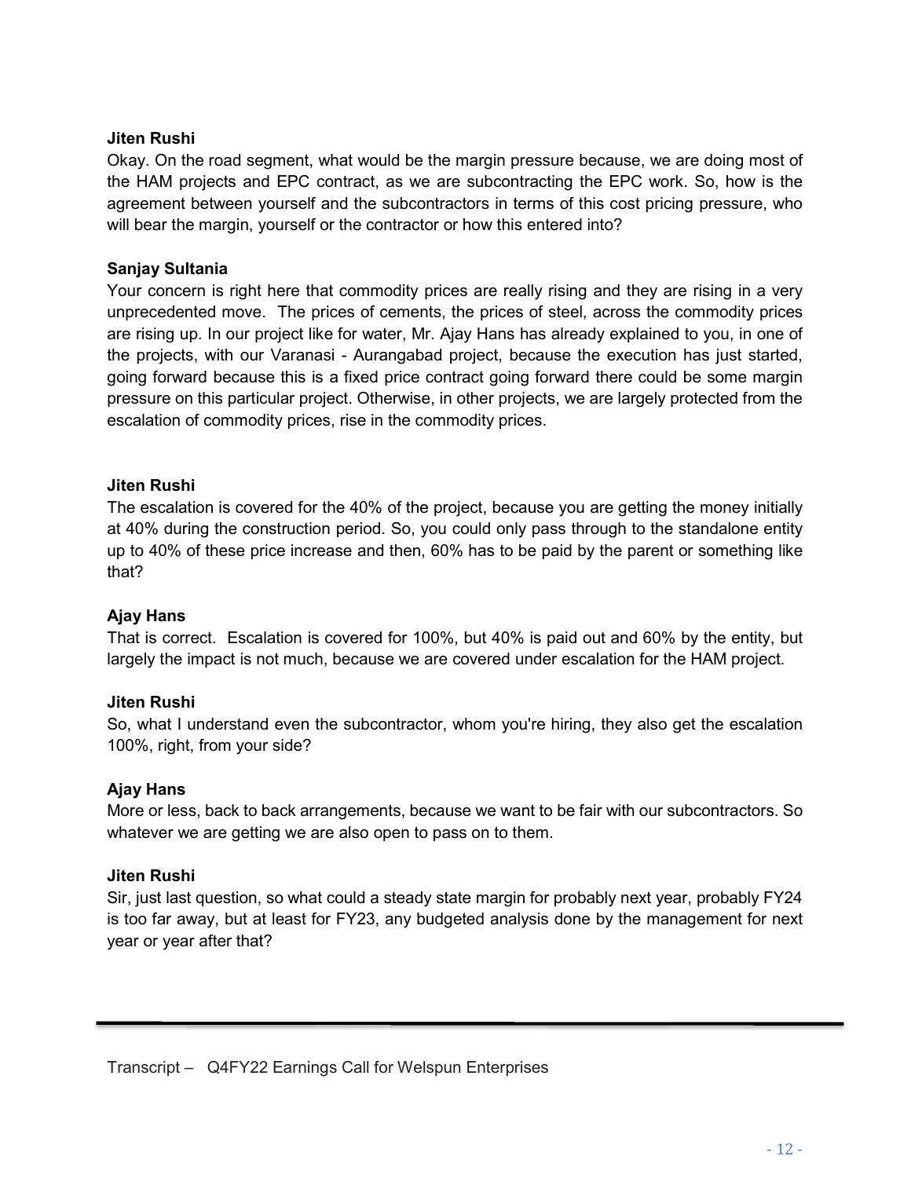**Jiten Rushi**

Okay. On the road segment, what would be the margin pressure because, we are doing most of the HAM projects and EPC contract, as we are subcontracting the EPC work. So, how is the agreement between yourself and the subcontractors in terms of this cost pricing pressure, who will bear the margin, yourself or the contractor or how this entered into?

**Sanjay Sultania**

Your concern is right here that commodity prices are really rising and they are rising in a very unprecedented move. The prices of cements, the prices of steel, across the commodity prices are rising up. In our project like for water, Mr. Ajay Hans has already explained to you, in one of the projects, with our Varanasi - Aurangabad project, because the execution has just started, going forward because this is a fixed price contract going forward there could be some margin pressure on this particular project. Otherwise, in other projects, we are largely protected from the escalation of commodity prices, rise in the commodity prices.

**Jiten Rushi**

The escalation is covered for the 40% of the project, because you are getting the money initially at 40% during the construction period. So, you could only pass through to the standalone entity up to 40% of these price increase and then, 60% has to be paid by the parent or something like that?

**Ajay Hans**

That is correct. Escalation is covered for 100%, but 40% is paid out and 60% by the entity, but largely the impact is not much, because we are covered under escalation for the HAM project.

**Jiten Rushi**

So, what I understand even the subcontractor, whom you're hiring, they also get the escalation 100%, right, from your side?

**Ajay Hans**

More or less, back to back arrangements, because we want to be fair with our subcontractors. So whatever we are getting we are also open to pass on to them.

**Jiten Rushi**

Sir, just last question, so what could a steady state margin for probably next year, probably FY24 is too far away, but at least for FY23, any budgeted analysis done by the management for next year or year after that?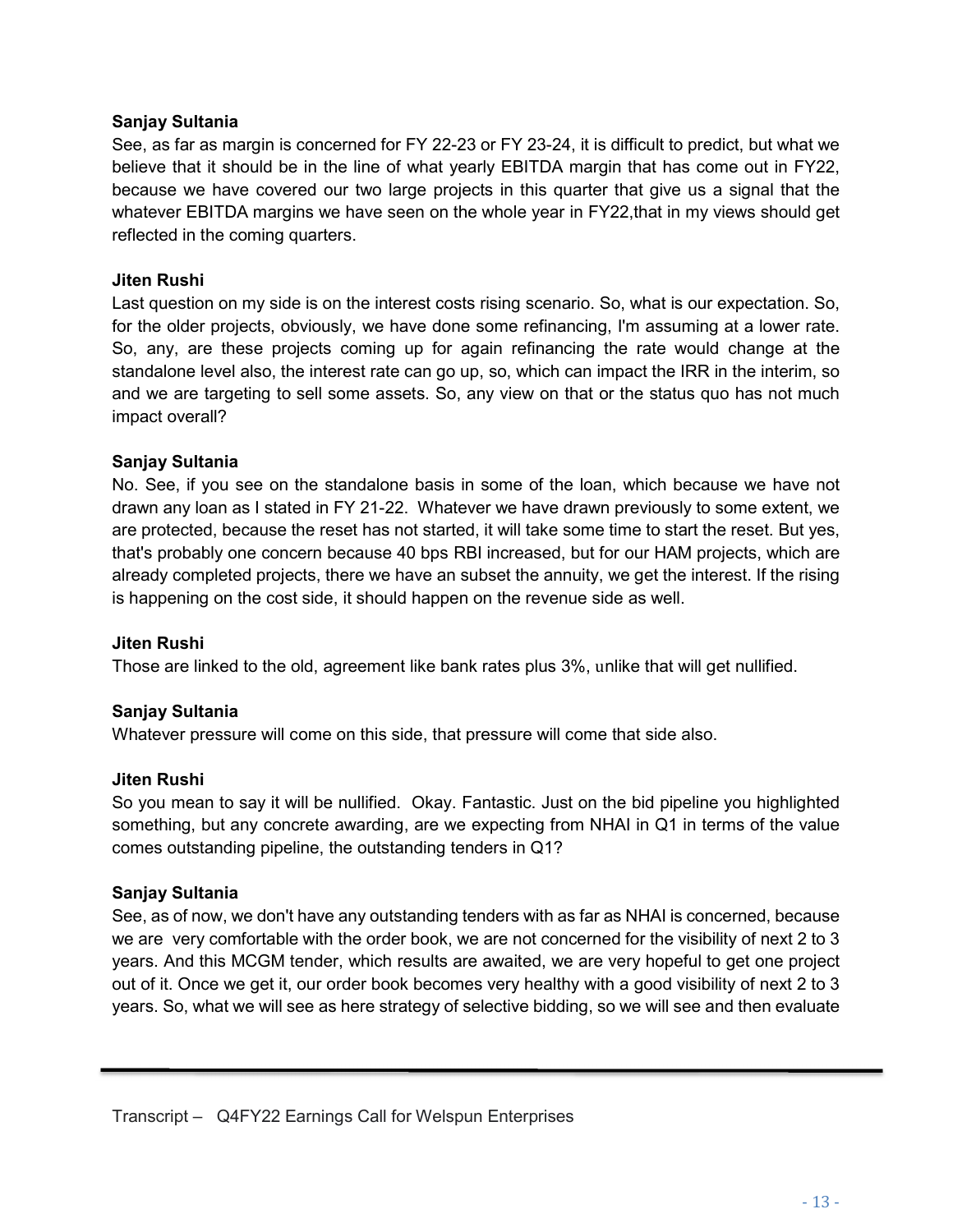**Sanjay Sultania**

See, as far as margin is concerned for FY 22-23 or FY 23-24, it is difficult to predict, but what we believe that it should be in the line of what yearly EBITDA margin that has come out in FY22, because we have covered our two large projects in this quarter that give us a signal that the whatever EBITDA margins we have seen on the whole year in FY22,that in my views should get reflected in the coming quarters.

**Jiten Rushi**

Last question on my side is on the interest costs rising scenario. So, what is our expectation. So, for the older projects, obviously, we have done some refinancing, I'm assuming at a lower rate. So, any, are these projects coming up for again refinancing the rate would change at the standalone level also, the interest rate can go up, so, which can impact the IRR in the interim, so and we are targeting to sell some assets. So, any view on that or the status quo has not much impact overall?

**Sanjay Sultania**

No. See, if you see on the standalone basis in some of the loan, which because we have not drawn any loan as I stated in FY 21-22. Whatever we have drawn previously to some extent, we are protected, because the reset has not started, it will take some time to start the reset. But yes, that's probably one concern because 40 bps RBI increased, but for our HAM projects, which are already completed projects, there we have an subset the annuity, we get the interest. If the rising is happening on the cost side, it should happen on the revenue side as well.

**Jiten Rushi**

Those are linked to the old, agreement like bank rates plus 3%, unlike that will get nullified.

**Sanjay Sultania**

Whatever pressure will come on this side, that pressure will come that side also.

**Jiten Rushi**

So you mean to say it will be nullified. Okay. Fantastic. Just on the bid pipeline you highlighted something, but any concrete awarding, are we expecting from NHAI in Q1 in terms of the value comes outstanding pipeline, the outstanding tenders in Q1?

**Sanjay Sultania**

See, as of now, we don't have any outstanding tenders with as far as NHAI is concerned, because we are very comfortable with the order book, we are not concerned for the visibility of next 2 to 3 years. And this MCGM tender, which results are awaited, we are very hopeful to get one project out of it. Once we get it, our order book becomes very healthy with a good visibility of next 2 to 3 years. So, what we will see as here strategy of selective bidding, so we will see and then evaluate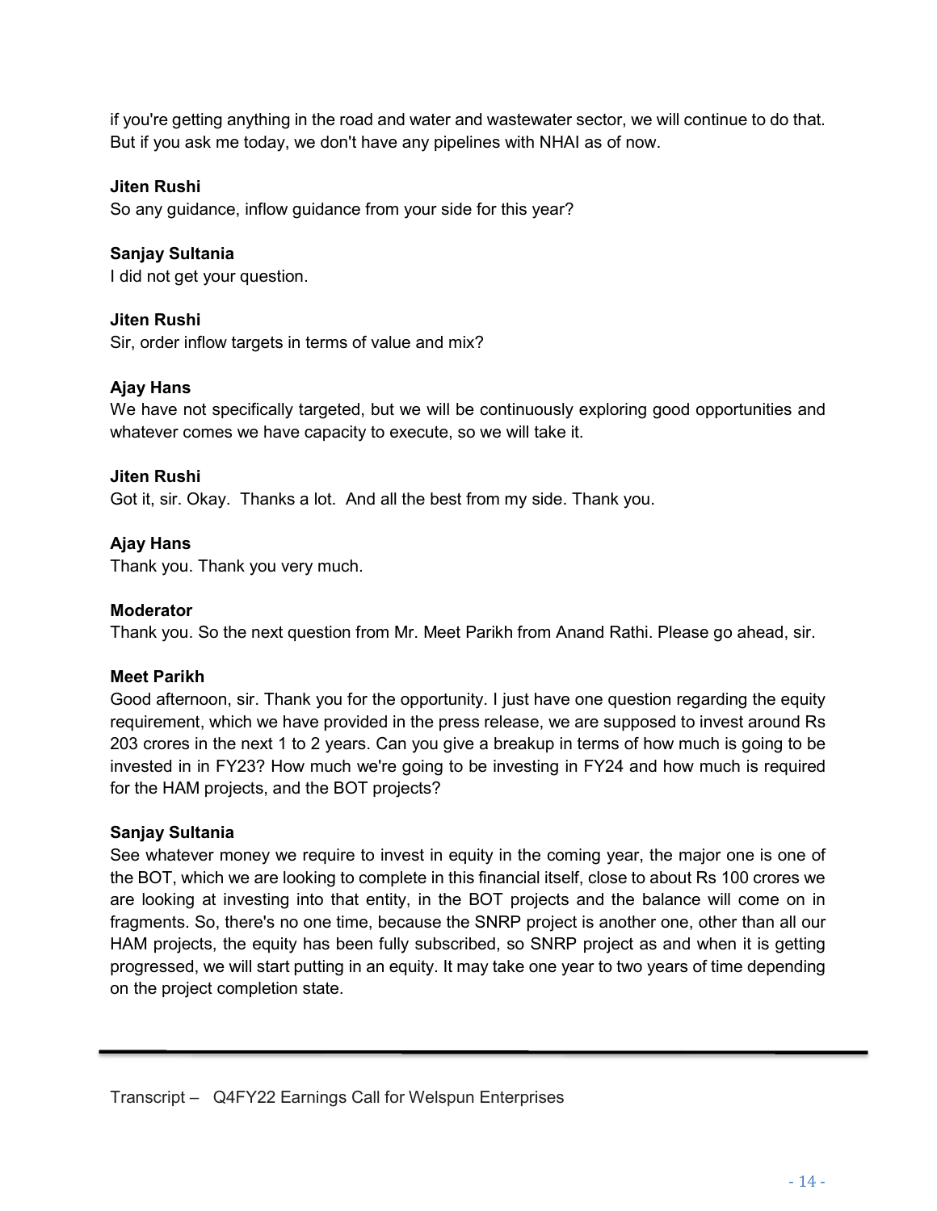if you're getting anything in the road and water and wastewater sector, we will continue to do that. But if you ask me today, we don't have any pipelines with NHAI as of now.

**Jiten Rushi**
So any guidance, inflow guidance from your side for this year?

**Sanjay Sultania**
I did not get your question.

**Jiten Rushi**
Sir, order inflow targets in terms of value and mix?

**Ajay Hans**
We have not specifically targeted, but we will be continuously exploring good opportunities and whatever comes we have capacity to execute, so we will take it.

**Jiten Rushi**
Got it, sir. Okay. Thanks a lot. And all the best from my side. Thank you.

**Ajay Hans**
Thank you. Thank you very much.

**Moderator**
Thank you. So the next question from Mr. Meet Parikh from Anand Rathi. Please go ahead, sir.

**Meet Parikh**
Good afternoon, sir. Thank you for the opportunity. I just have one question regarding the equity requirement, which we have provided in the press release, we are supposed to invest around Rs 203 crores in the next 1 to 2 years. Can you give a breakup in terms of how much is going to be invested in in FY23? How much we're going to be investing in FY24 and how much is required for the HAM projects, and the BOT projects?

**Sanjay Sultania**
See whatever money we require to invest in equity in the coming year, the major one is one of the BOT, which we are looking to complete in this financial itself, close to about Rs 100 crores we are looking at investing into that entity, in the BOT projects and the balance will come on in fragments. So, there's no one time, because the SNRP project is another one, other than all our HAM projects, the equity has been fully subscribed, so SNRP project as and when it is getting progressed, we will start putting in an equity. It may take one year to two years of time depending on the project completion state.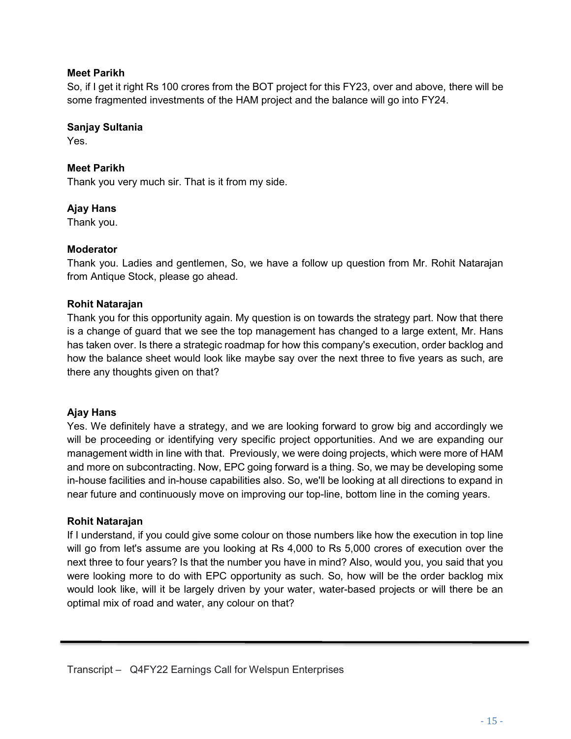**Meet Parikh**
So, if I get it right Rs 100 crores from the BOT project for this FY23, over and above, there will be some fragmented investments of the HAM project and the balance will go into FY24.

**Sanjay Sultania**
Yes.

**Meet Parikh**
Thank you very much sir. That is it from my side.

**Ajay Hans**
Thank you.

**Moderator**
Thank you. Ladies and gentlemen, So, we have a follow up question from Mr. Rohit Natarajan from Antique Stock, please go ahead.

**Rohit Natarajan**
Thank you for this opportunity again. My question is on towards the strategy part. Now that there is a change of guard that we see the top management has changed to a large extent, Mr. Hans has taken over. Is there a strategic roadmap for how this company's execution, order backlog and how the balance sheet would look like maybe say over the next three to five years as such, are there any thoughts given on that?

**Ajay Hans**
Yes. We definitely have a strategy, and we are looking forward to grow big and accordingly we will be proceeding or identifying very specific project opportunities. And we are expanding our management width in line with that. Previously, we were doing projects, which were more of HAM and more on subcontracting. Now, EPC going forward is a thing. So, we may be developing some in-house facilities and in-house capabilities also. So, we'll be looking at all directions to expand in near future and continuously move on improving our top-line, bottom line in the coming years.

**Rohit Natarajan**
If I understand, if you could give some colour on those numbers like how the execution in top line will go from let's assume are you looking at Rs 4,000 to Rs 5,000 crores of execution over the next three to four years? Is that the number you have in mind? Also, would you, you said that you were looking more to do with EPC opportunity as such. So, how will be the order backlog mix would look like, will it be largely driven by your water, water-based projects or will there be an optimal mix of road and water, any colour on that?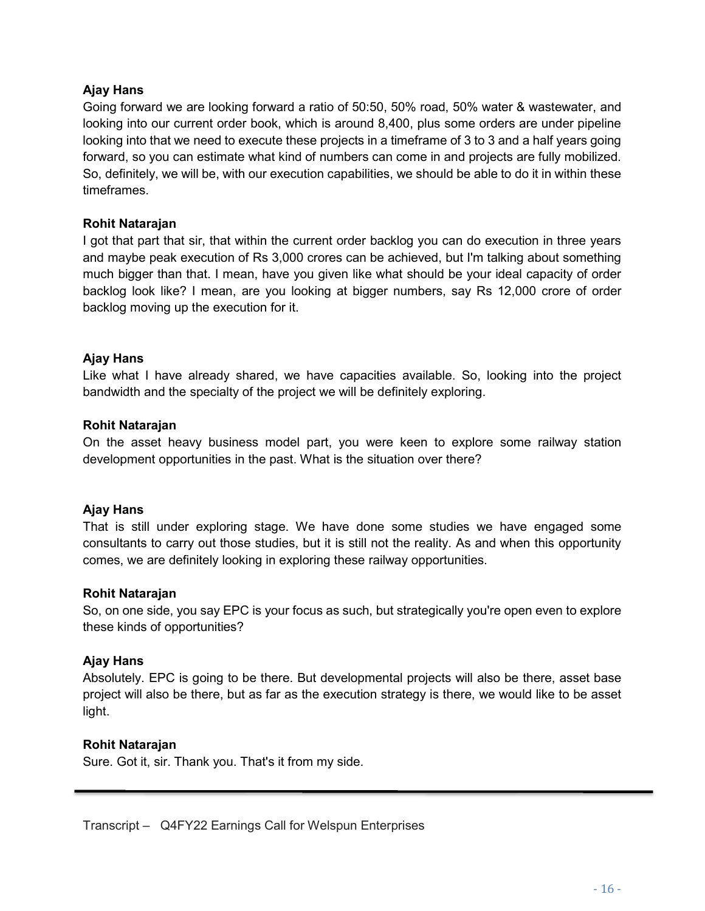**Ajay Hans**

Going forward we are looking forward a ratio of 50:50, 50% road, 50% water & wastewater, and looking into our current order book, which is around 8,400, plus some orders are under pipeline looking into that we need to execute these projects in a timeframe of 3 to 3 and a half years going forward, so you can estimate what kind of numbers can come in and projects are fully mobilized. So, definitely, we will be, with our execution capabilities, we should be able to do it in within these timeframes.

**Rohit Natarajan**

I got that part that sir, that within the current order backlog you can do execution in three years and maybe peak execution of Rs 3,000 crores can be achieved, but I'm talking about something much bigger than that. I mean, have you given like what should be your ideal capacity of order backlog look like? I mean, are you looking at bigger numbers, say Rs 12,000 crore of order backlog moving up the execution for it.

**Ajay Hans**

Like what I have already shared, we have capacities available. So, looking into the project bandwidth and the specialty of the project we will be definitely exploring.

**Rohit Natarajan**

On the asset heavy business model part, you were keen to explore some railway station development opportunities in the past. What is the situation over there?

**Ajay Hans**

That is still under exploring stage. We have done some studies we have engaged some consultants to carry out those studies, but it is still not the reality. As and when this opportunity comes, we are definitely looking in exploring these railway opportunities.

**Rohit Natarajan**

So, on one side, you say EPC is your focus as such, but strategically you're open even to explore these kinds of opportunities?

**Ajay Hans**

Absolutely. EPC is going to be there. But developmental projects will also be there, asset base project will also be there, but as far as the execution strategy is there, we would like to be asset light.

**Rohit Natarajan**

Sure. Got it, sir. Thank you. That's it from my side.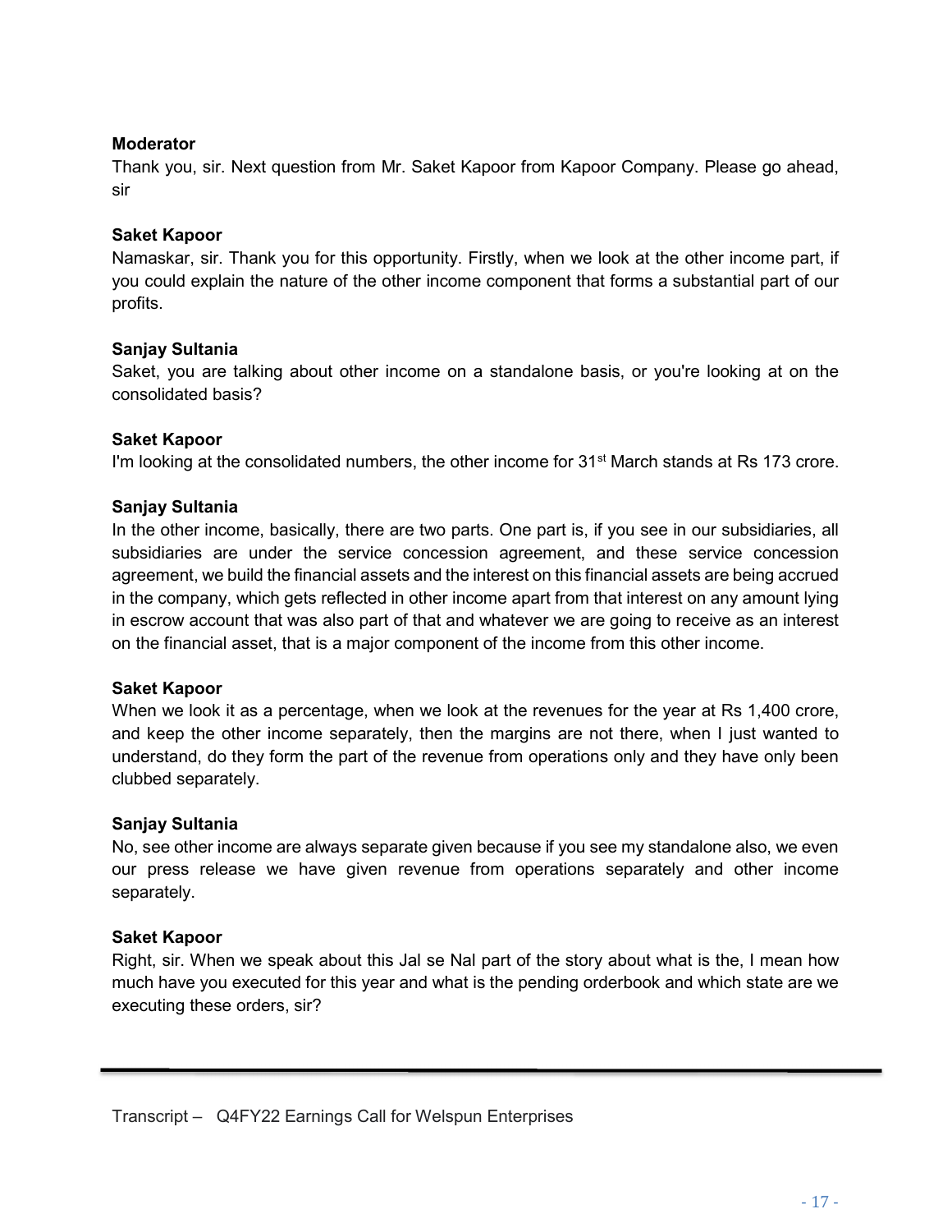**Moderator**

Thank you, sir. Next question from Mr. Saket Kapoor from Kapoor Company. Please go ahead, sir

**Saket Kapoor**

Namaskar, sir. Thank you for this opportunity. Firstly, when we look at the other income part, if you could explain the nature of the other income component that forms a substantial part of our profits.

**Sanjay Sultania**

Saket, you are talking about other income on a standalone basis, or you're looking at on the consolidated basis?

**Saket Kapoor**

I'm looking at the consolidated numbers, the other income for 31st March stands at Rs 173 crore.

**Sanjay Sultania**

In the other income, basically, there are two parts. One part is, if you see in our subsidiaries, all subsidiaries are under the service concession agreement, and these service concession agreement, we build the financial assets and the interest on this financial assets are being accrued in the company, which gets reflected in other income apart from that interest on any amount lying in escrow account that was also part of that and whatever we are going to receive as an interest on the financial asset, that is a major component of the income from this other income.

**Saket Kapoor**

When we look it as a percentage, when we look at the revenues for the year at Rs 1,400 crore, and keep the other income separately, then the margins are not there, when I just wanted to understand, do they form the part of the revenue from operations only and they have only been clubbed separately.

**Sanjay Sultania**

No, see other income are always separate given because if you see my standalone also, we even our press release we have given revenue from operations separately and other income separately.

**Saket Kapoor**

Right, sir. When we speak about this Jal se Nal part of the story about what is the, I mean how much have you executed for this year and what is the pending orderbook and which state are we executing these orders, sir?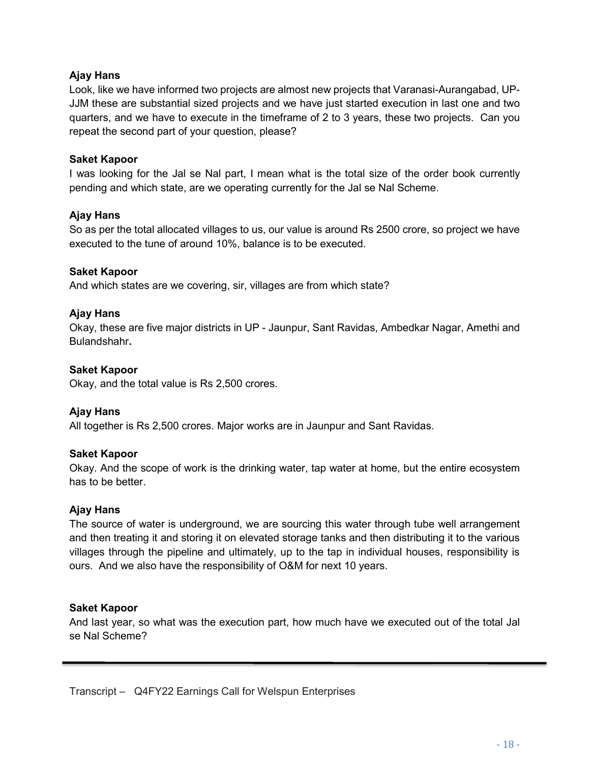**Ajay Hans**

Look, like we have informed two projects are almost new projects that Varanasi-Aurangabad, UP-JJM these are substantial sized projects and we have just started execution in last one and two quarters, and we have to execute in the timeframe of 2 to 3 years, these two projects. Can you repeat the second part of your question, please?

**Saket Kapoor**

I was looking for the Jal se Nal part, I mean what is the total size of the order book currently pending and which state, are we operating currently for the Jal se Nal Scheme.

**Ajay Hans**

So as per the total allocated villages to us, our value is around Rs 2500 crore, so project we have executed to the tune of around 10%, balance is to be executed.

**Saket Kapoor**

And which states are we covering, sir, villages are from which state?

**Ajay Hans**

Okay, these are five major districts in UP - Jaunpur, Sant Ravidas, Ambedkar Nagar, Amethi and Bulandshahr**.**

**Saket Kapoor**

Okay, and the total value is Rs 2,500 crores.

**Ajay Hans**

All together is Rs 2,500 crores. Major works are in Jaunpur and Sant Ravidas.

**Saket Kapoor**

Okay. And the scope of work is the drinking water, tap water at home, but the entire ecosystem has to be better.

**Ajay Hans**

The source of water is underground, we are sourcing this water through tube well arrangement and then treating it and storing it on elevated storage tanks and then distributing it to the various villages through the pipeline and ultimately, up to the tap in individual houses, responsibility is ours. And we also have the responsibility of O&M for next 10 years.

**Saket Kapoor**

And last year, so what was the execution part, how much have we executed out of the total Jal se Nal Scheme?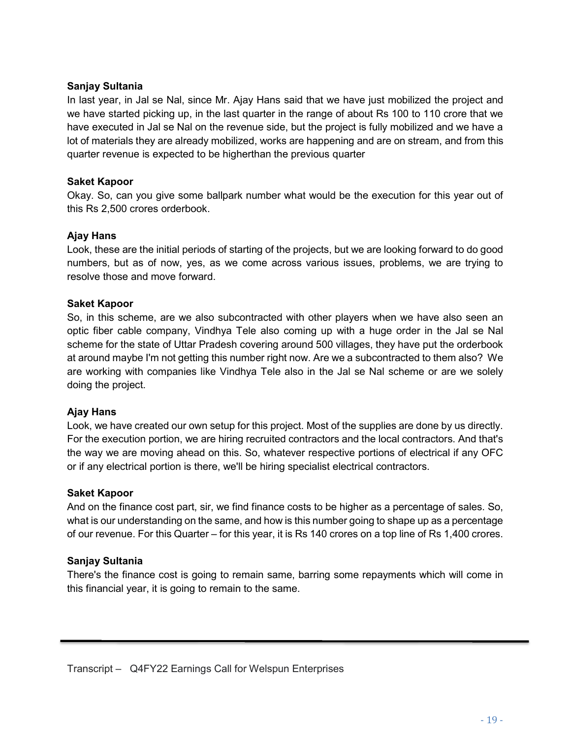**Sanjay Sultania**

In last year, in Jal se Nal, since Mr. Ajay Hans said that we have just mobilized the project and we have started picking up, in the last quarter in the range of about Rs 100 to 110 crore that we have executed in Jal se Nal on the revenue side, but the project is fully mobilized and we have a lot of materials they are already mobilized, works are happening and are on stream, and from this quarter revenue is expected to be higherthan the previous quarter

**Saket Kapoor**

Okay. So, can you give some ballpark number what would be the execution for this year out of this Rs 2,500 crores orderbook.

**Ajay Hans**

Look, these are the initial periods of starting of the projects, but we are looking forward to do good numbers, but as of now, yes, as we come across various issues, problems, we are trying to resolve those and move forward.

**Saket Kapoor**

So, in this scheme, are we also subcontracted with other players when we have also seen an optic fiber cable company, Vindhya Tele also coming up with a huge order in the Jal se Nal scheme for the state of Uttar Pradesh covering around 500 villages, they have put the orderbook at around maybe I'm not getting this number right now. Are we a subcontracted to them also? We are working with companies like Vindhya Tele also in the Jal se Nal scheme or are we solely doing the project.

**Ajay Hans**

Look, we have created our own setup for this project. Most of the supplies are done by us directly. For the execution portion, we are hiring recruited contractors and the local contractors. And that's the way we are moving ahead on this. So, whatever respective portions of electrical if any OFC or if any electrical portion is there, we'll be hiring specialist electrical contractors.

**Saket Kapoor**

And on the finance cost part, sir, we find finance costs to be higher as a percentage of sales. So, what is our understanding on the same, and how is this number going to shape up as a percentage of our revenue. For this Quarter – for this year, it is Rs 140 crores on a top line of Rs 1,400 crores.

**Sanjay Sultania**

There's the finance cost is going to remain same, barring some repayments which will come in this financial year, it is going to remain to the same.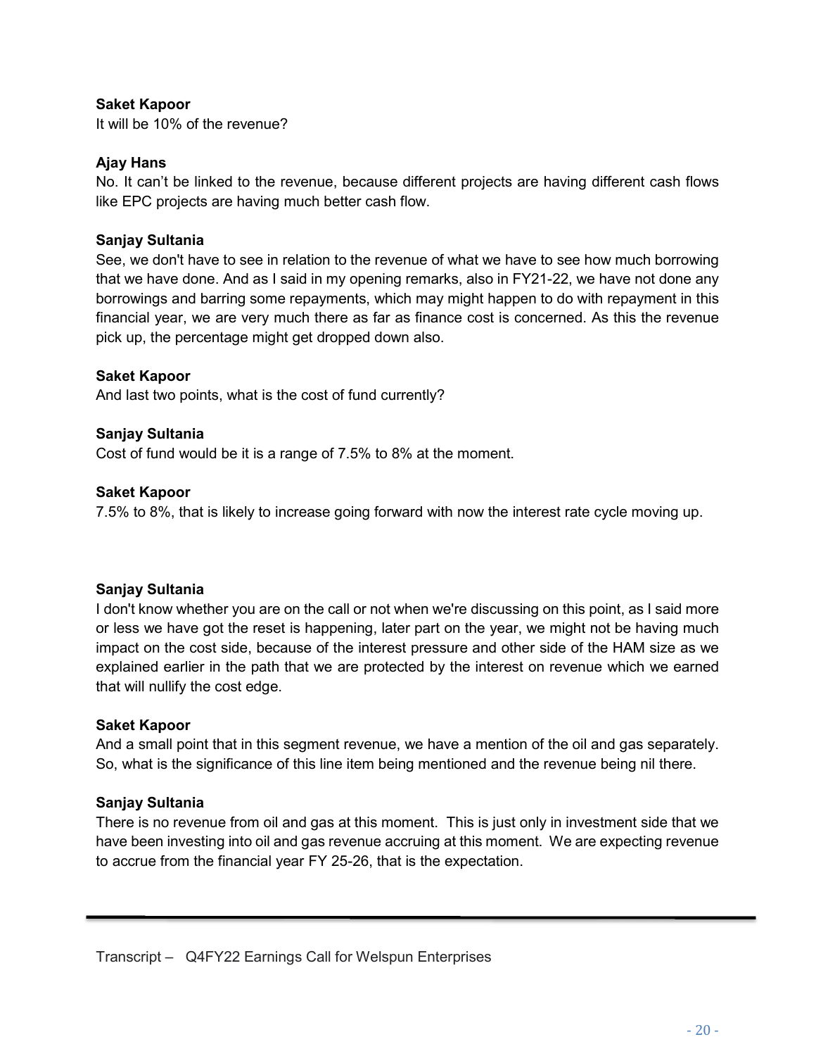**Saket Kapoor**
It will be 10% of the revenue?

**Ajay Hans**
No. It can't be linked to the revenue, because different projects are having different cash flows like EPC projects are having much better cash flow.

**Sanjay Sultania**
See, we don't have to see in relation to the revenue of what we have to see how much borrowing that we have done. And as I said in my opening remarks, also in FY21-22, we have not done any borrowings and barring some repayments, which may might happen to do with repayment in this financial year, we are very much there as far as finance cost is concerned. As this the revenue pick up, the percentage might get dropped down also.

**Saket Kapoor**
And last two points, what is the cost of fund currently?

**Sanjay Sultania**
Cost of fund would be it is a range of 7.5% to 8% at the moment.

**Saket Kapoor**
7.5% to 8%, that is likely to increase going forward with now the interest rate cycle moving up.

**Sanjay Sultania**
I don't know whether you are on the call or not when we're discussing on this point, as I said more or less we have got the reset is happening, later part on the year, we might not be having much impact on the cost side, because of the interest pressure and other side of the HAM size as we explained earlier in the path that we are protected by the interest on revenue which we earned that will nullify the cost edge.

**Saket Kapoor**
And a small point that in this segment revenue, we have a mention of the oil and gas separately. So, what is the significance of this line item being mentioned and the revenue being nil there.

**Sanjay Sultania**
There is no revenue from oil and gas at this moment. This is just only in investment side that we have been investing into oil and gas revenue accruing at this moment. We are expecting revenue to accrue from the financial year FY 25-26, that is the expectation.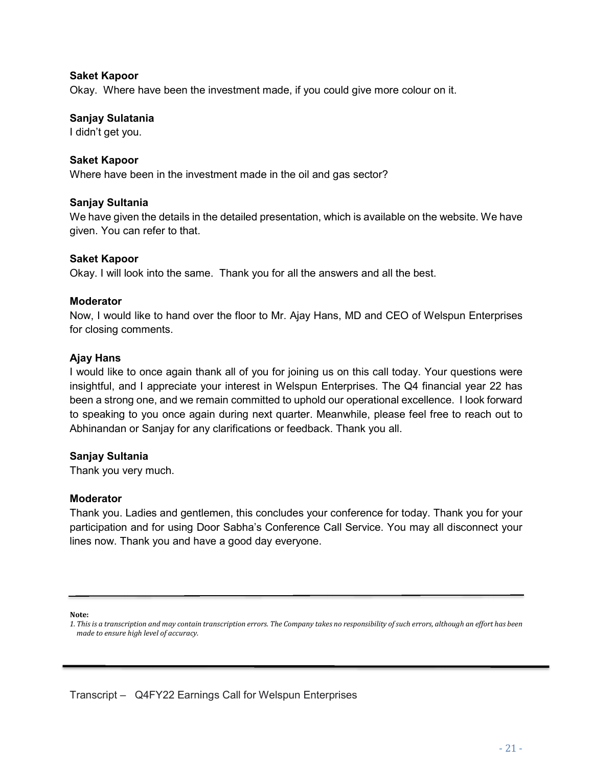**Saket Kapoor**
Okay. Where have been the investment made, if you could give more colour on it.

**Sanjay Sulatania**
I didn't get you.

**Saket Kapoor**
Where have been in the investment made in the oil and gas sector?

**Sanjay Sultania**
We have given the details in the detailed presentation, which is available on the website. We have given. You can refer to that.

**Saket Kapoor**
Okay. I will look into the same. Thank you for all the answers and all the best.

**Moderator**
Now, I would like to hand over the floor to Mr. Ajay Hans, MD and CEO of Welspun Enterprises for closing comments.

**Ajay Hans**
I would like to once again thank all of you for joining us on this call today. Your questions were insightful, and I appreciate your interest in Welspun Enterprises. The Q4 financial year 22 has been a strong one, and we remain committed to uphold our operational excellence. I look forward to speaking to you once again during next quarter. Meanwhile, please feel free to reach out to Abhinandan or Sanjay for any clarifications or feedback. Thank you all.

**Sanjay Sultania**
Thank you very much.

**Moderator**
Thank you. Ladies and gentlemen, this concludes your conference for today. Thank you for your participation and for using Door Sabha's Conference Call Service. You may all disconnect your lines now. Thank you and have a good day everyone.

---

**Note:**
*1. This is a transcription and may contain transcription errors. The Company takes no responsibility of such errors, although an effort has been made to ensure high level of accuracy.*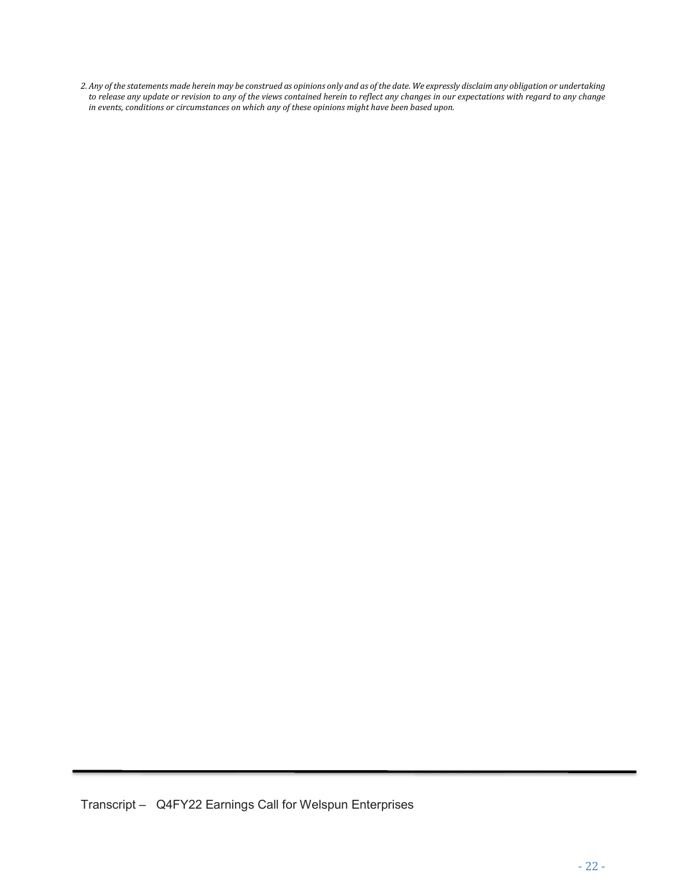*2. Any of the statements made herein may be construed as opinions only and as of the date. We expressly disclaim any obligation or undertaking to release any update or revision to any of the views contained herein to reflect any changes in our expectations with regard to any change in events, conditions or circumstances on which any of these opinions might have been based upon.*